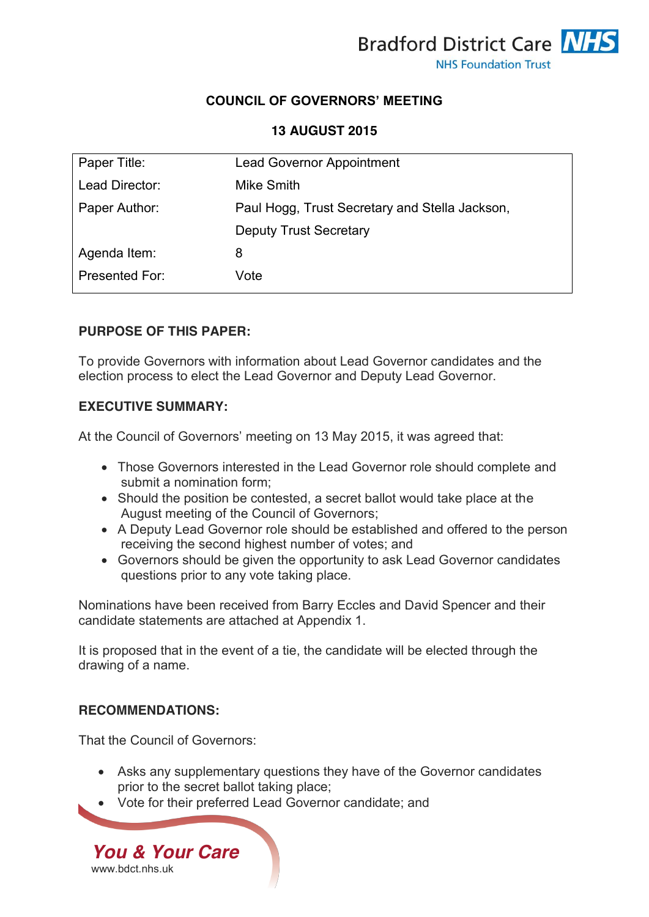Bradford District Care NHS Foundation Trust

**COUNCIL OF GOVERNORS' MEETING**

**13 AUGUST 2015**

| | |
|---|---|
| Paper Title: | Lead Governor Appointment |
| Lead Director: | Mike Smith |
| Paper Author: | Paul Hogg, Trust Secretary and Stella Jackson, Deputy Trust Secretary |
| Agenda Item: | 8 |
| Presented For: | Vote |

**PURPOSE OF THIS PAPER:**

To provide Governors with information about Lead Governor candidates and the election process to elect the Lead Governor and Deputy Lead Governor.

**EXECUTIVE SUMMARY:**

At the Council of Governors' meeting on 13 May 2015, it was agreed that:

- Those Governors interested in the Lead Governor role should complete and submit a nomination form;
- Should the position be contested, a secret ballot would take place at the August meeting of the Council of Governors;
- A Deputy Lead Governor role should be established and offered to the person receiving the second highest number of votes; and
- Governors should be given the opportunity to ask Lead Governor candidates questions prior to any vote taking place.

Nominations have been received from Barry Eccles and David Spencer and their candidate statements are attached at Appendix 1.

It is proposed that in the event of a tie, the candidate will be elected through the drawing of a name.

**RECOMMENDATIONS:**

That the Council of Governors:

- Asks any supplementary questions they have of the Governor candidates prior to the secret ballot taking place;
- Vote for their preferred Lead Governor candidate; and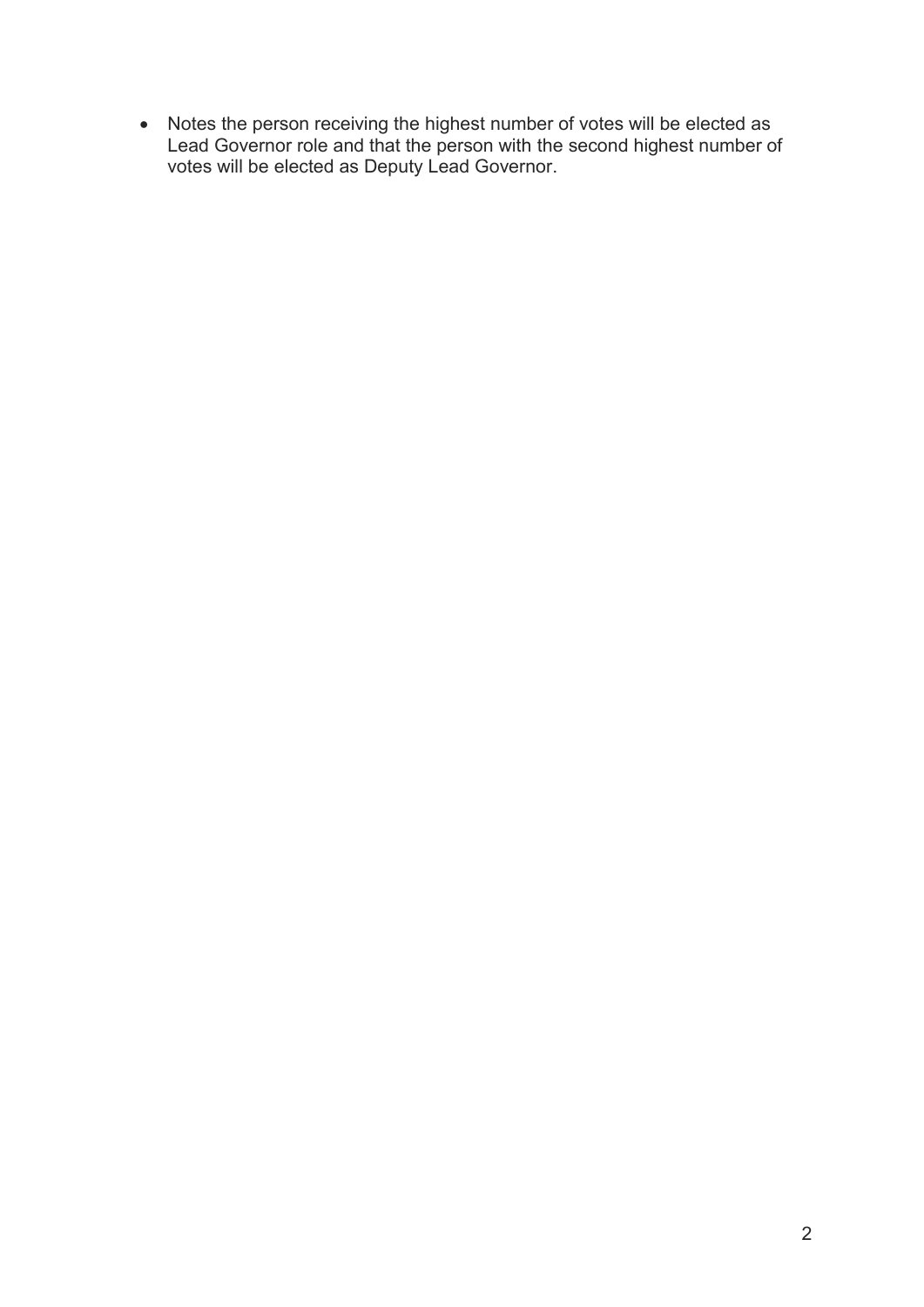- Notes the person receiving the highest number of votes will be elected as Lead Governor role and that the person with the second highest number of votes will be elected as Deputy Lead Governor.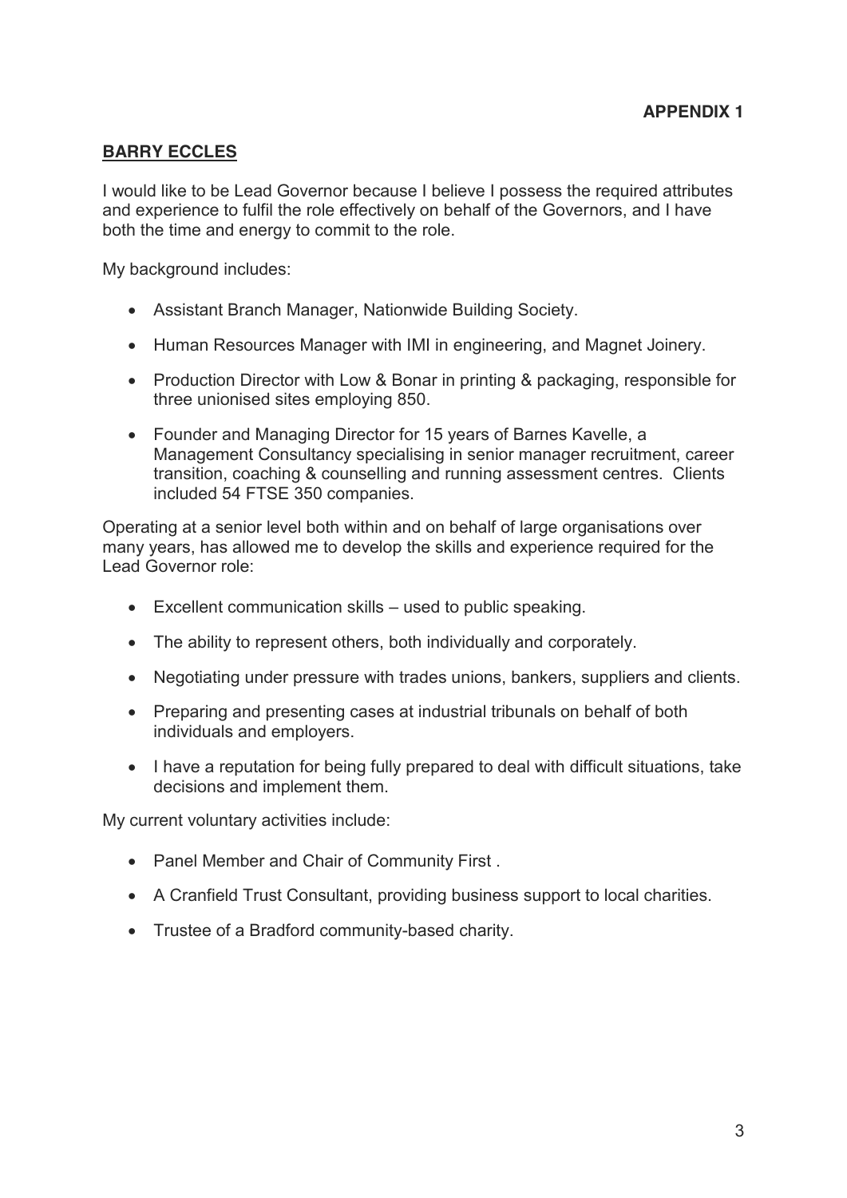**APPENDIX 1**

## BARRY ECCLES

I would like to be Lead Governor because I believe I possess the required attributes and experience to fulfil the role effectively on behalf of the Governors, and I have both the time and energy to commit to the role.

My background includes:

- Assistant Branch Manager, Nationwide Building Society.
- Human Resources Manager with IMI in engineering, and Magnet Joinery.
- Production Director with Low & Bonar in printing & packaging, responsible for three unionised sites employing 850.
- Founder and Managing Director for 15 years of Barnes Kavelle, a Management Consultancy specialising in senior manager recruitment, career transition, coaching & counselling and running assessment centres. Clients included 54 FTSE 350 companies.

Operating at a senior level both within and on behalf of large organisations over many years, has allowed me to develop the skills and experience required for the Lead Governor role:

- Excellent communication skills – used to public speaking.
- The ability to represent others, both individually and corporately.
- Negotiating under pressure with trades unions, bankers, suppliers and clients.
- Preparing and presenting cases at industrial tribunals on behalf of both individuals and employers.
- I have a reputation for being fully prepared to deal with difficult situations, take decisions and implement them.

My current voluntary activities include:

- Panel Member and Chair of Community First .
- A Cranfield Trust Consultant, providing business support to local charities.
- Trustee of a Bradford community-based charity.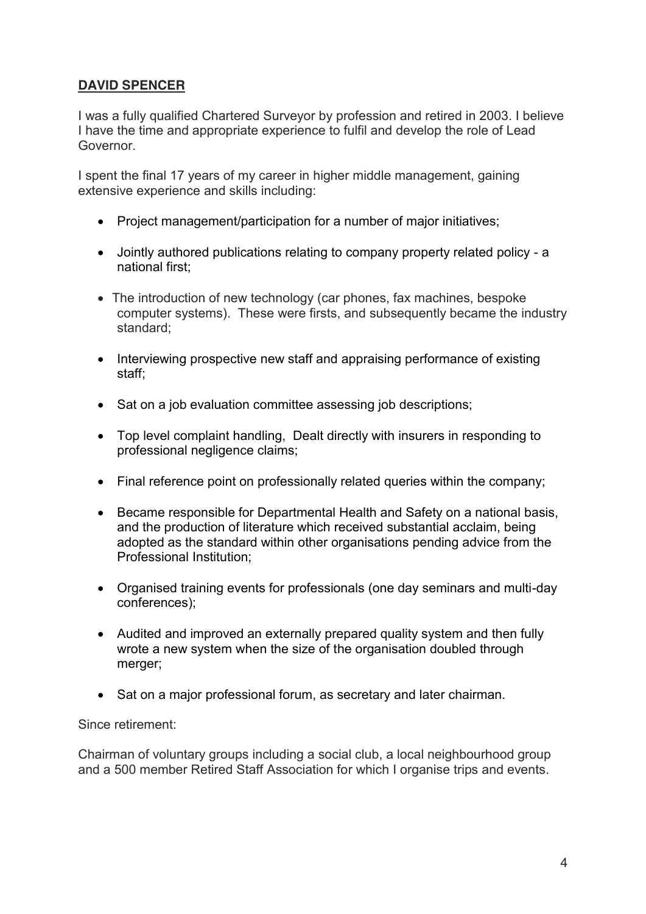**DAVID SPENCER**

I was a fully qualified Chartered Surveyor by profession and retired in 2003. I believe I have the time and appropriate experience to fulfil and develop the role of Lead Governor.

I spent the final 17 years of my career in higher middle management, gaining extensive experience and skills including:

- Project management/participation for a number of major initiatives;
- Jointly authored publications relating to company property related policy - a national first;
- The introduction of new technology (car phones, fax machines, bespoke computer systems). These were firsts, and subsequently became the industry standard;
- Interviewing prospective new staff and appraising performance of existing staff;
- Sat on a job evaluation committee assessing job descriptions;
- Top level complaint handling, Dealt directly with insurers in responding to professional negligence claims;
- Final reference point on professionally related queries within the company;
- Became responsible for Departmental Health and Safety on a national basis, and the production of literature which received substantial acclaim, being adopted as the standard within other organisations pending advice from the Professional Institution;
- Organised training events for professionals (one day seminars and multi-day conferences);
- Audited and improved an externally prepared quality system and then fully wrote a new system when the size of the organisation doubled through merger;
- Sat on a major professional forum, as secretary and later chairman.

Since retirement:

Chairman of voluntary groups including a social club, a local neighbourhood group and a 500 member Retired Staff Association for which I organise trips and events.